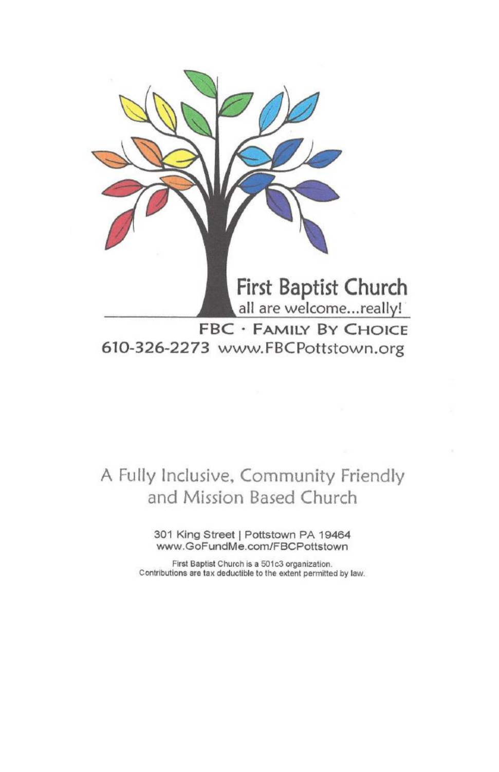# First Baptist Church

all are welcome...really!

**FBC · FAMILY BY CHOICE**

610-326-2273 www.FBCPottstown.org

## A Fully Inclusive, Community Friendly and Mission Based Church

301 King Street | Pottstown PA 19464
www.GoFundMe.com/FBCPottstown

First Baptist Church is a 501c3 organization.
Contributions are tax deductible to the extent permitted by law.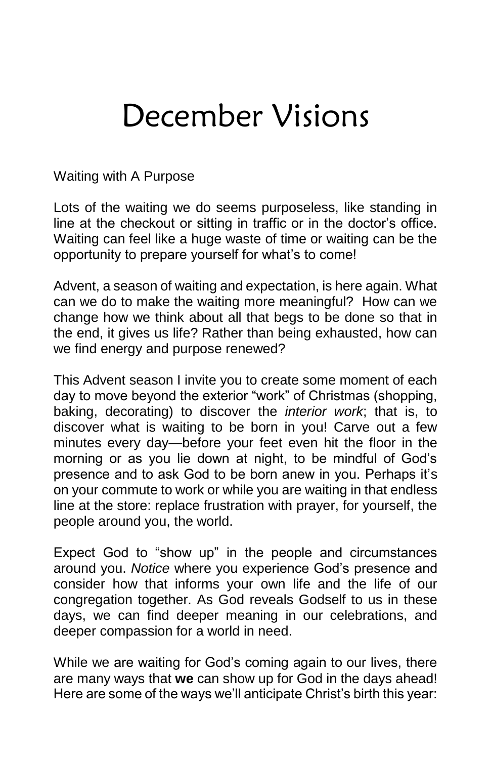# December Visions

Waiting with A Purpose

Lots of the waiting we do seems purposeless, like standing in line at the checkout or sitting in traffic or in the doctor's office. Waiting can feel like a huge waste of time or waiting can be the opportunity to prepare yourself for what's to come!

Advent, a season of waiting and expectation, is here again. What can we do to make the waiting more meaningful? How can we change how we think about all that begs to be done so that in the end, it gives us life? Rather than being exhausted, how can we find energy and purpose renewed?

This Advent season I invite you to create some moment of each day to move beyond the exterior "work" of Christmas (shopping, baking, decorating) to discover the *interior work*; that is, to discover what is waiting to be born in you! Carve out a few minutes every day—before your feet even hit the floor in the morning or as you lie down at night, to be mindful of God's presence and to ask God to be born anew in you. Perhaps it's on your commute to work or while you are waiting in that endless line at the store: replace frustration with prayer, for yourself, the people around you, the world.

Expect God to "show up" in the people and circumstances around you. *Notice* where you experience God's presence and consider how that informs your own life and the life of our congregation together. As God reveals Godself to us in these days, we can find deeper meaning in our celebrations, and deeper compassion for a world in need.

While we are waiting for God's coming again to our lives, there are many ways that **we** can show up for God in the days ahead! Here are some of the ways we'll anticipate Christ's birth this year: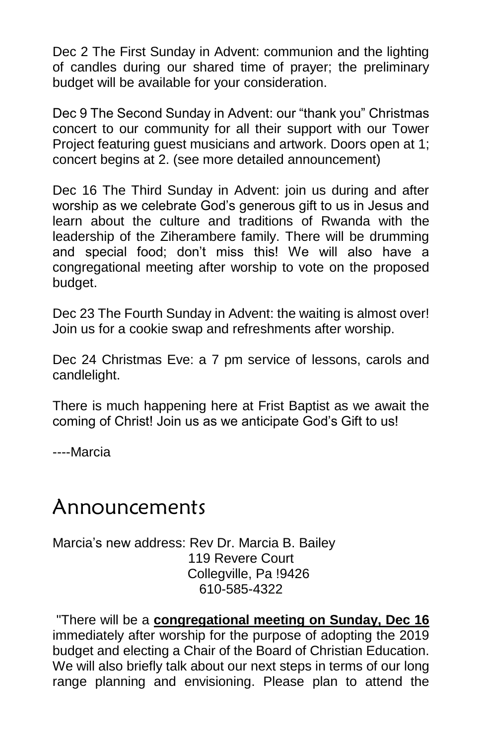Dec 2 The First Sunday in Advent: communion and the lighting of candles during our shared time of prayer; the preliminary budget will be available for your consideration.

Dec 9 The Second Sunday in Advent: our "thank you" Christmas concert to our community for all their support with our Tower Project featuring guest musicians and artwork. Doors open at 1; concert begins at 2. (see more detailed announcement)

Dec 16 The Third Sunday in Advent: join us during and after worship as we celebrate God's generous gift to us in Jesus and learn about the culture and traditions of Rwanda with the leadership of the Ziherambere family. There will be drumming and special food; don't miss this! We will also have a congregational meeting after worship to vote on the proposed budget.

Dec 23 The Fourth Sunday in Advent: the waiting is almost over! Join us for a cookie swap and refreshments after worship.

Dec 24 Christmas Eve: a 7 pm service of lessons, carols and candlelight.

There is much happening here at Frist Baptist as we await the coming of Christ! Join us as we anticipate God's Gift to us!

----Marcia

# Announcements

Marcia's new address: Rev Dr. Marcia B. Bailey
119 Revere Court
Collegville, Pa !9426
610-585-4322

"There will be a **congregational meeting on Sunday, Dec 16** immediately after worship for the purpose of adopting the 2019 budget and electing a Chair of the Board of Christian Education. We will also briefly talk about our next steps in terms of our long range planning and envisioning. Please plan to attend the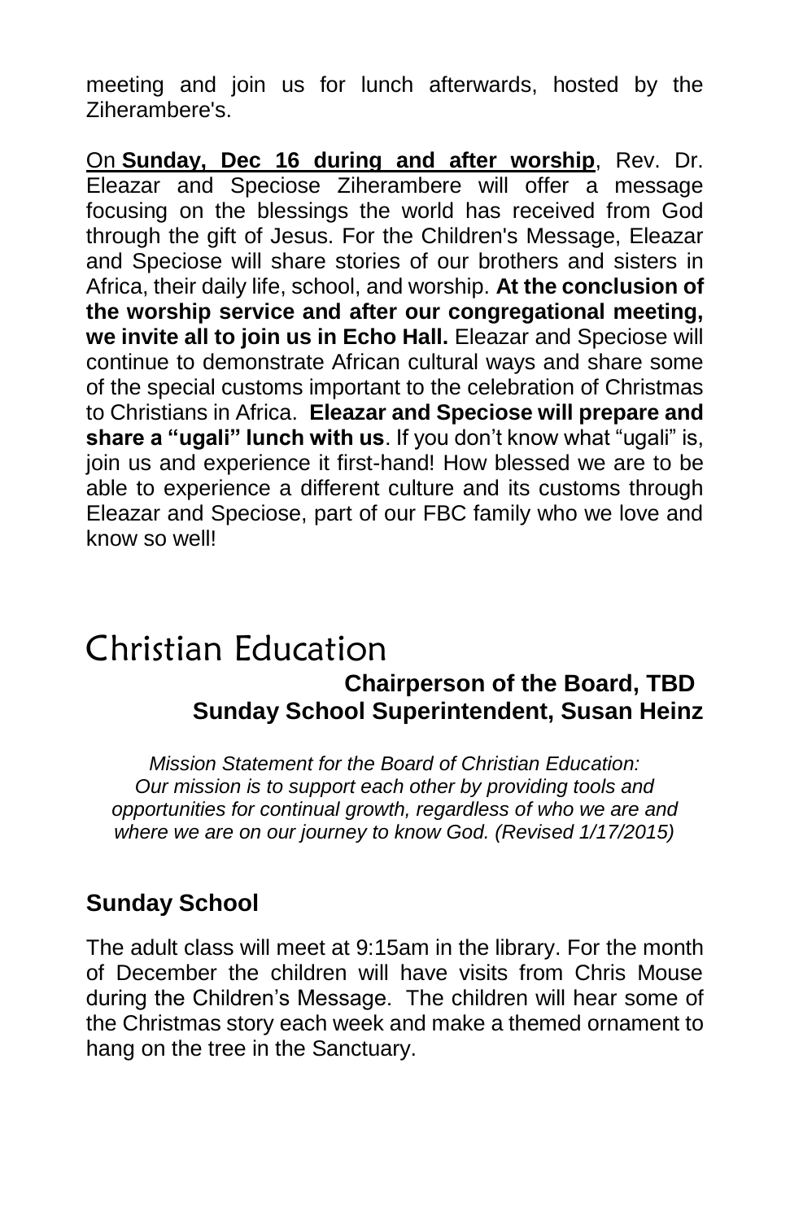meeting and join us for lunch afterwards, hosted by the Ziherambere's.

On **Sunday, Dec 16 during and after worship**, Rev. Dr. Eleazar and Speciose Ziherambere will offer a message focusing on the blessings the world has received from God through the gift of Jesus. For the Children's Message, Eleazar and Speciose will share stories of our brothers and sisters in Africa, their daily life, school, and worship. **At the conclusion of the worship service and after our congregational meeting, we invite all to join us in Echo Hall.** Eleazar and Speciose will continue to demonstrate African cultural ways and share some of the special customs important to the celebration of Christmas to Christians in Africa. **Eleazar and Speciose will prepare and share a "ugali" lunch with us**. If you don't know what "ugali" is, join us and experience it first-hand! How blessed we are to be able to experience a different culture and its customs through Eleazar and Speciose, part of our FBC family who we love and know so well!

# Christian Education

**Chairperson of the Board, TBD**
**Sunday School Superintendent, Susan Heinz**

*Mission Statement for the Board of Christian Education: Our mission is to support each other by providing tools and opportunities for continual growth, regardless of who we are and where we are on our journey to know God. (Revised 1/17/2015)*

## Sunday School

The adult class will meet at 9:15am in the library. For the month of December the children will have visits from Chris Mouse during the Children's Message. The children will hear some of the Christmas story each week and make a themed ornament to hang on the tree in the Sanctuary.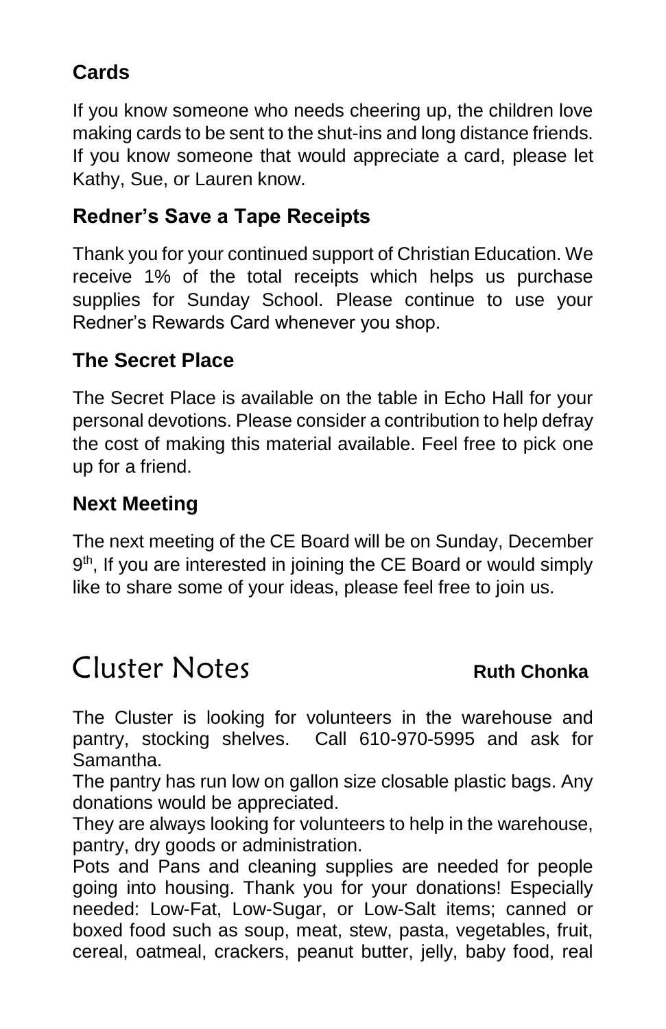### Cards

If you know someone who needs cheering up, the children love making cards to be sent to the shut-ins and long distance friends. If you know someone that would appreciate a card, please let Kathy, Sue, or Lauren know.

### Redner's Save a Tape Receipts

Thank you for your continued support of Christian Education. We receive 1% of the total receipts which helps us purchase supplies for Sunday School. Please continue to use your Redner's Rewards Card whenever you shop.

### The Secret Place

The Secret Place is available on the table in Echo Hall for your personal devotions. Please consider a contribution to help defray the cost of making this material available. Feel free to pick one up for a friend.

### Next Meeting

The next meeting of the CE Board will be on Sunday, December 9th, If you are interested in joining the CE Board or would simply like to share some of your ideas, please feel free to join us.

## Cluster Notes

**Ruth Chonka**

The Cluster is looking for volunteers in the warehouse and pantry, stocking shelves. Call 610-970-5995 and ask for Samantha.

The pantry has run low on gallon size closable plastic bags. Any donations would be appreciated.

They are always looking for volunteers to help in the warehouse, pantry, dry goods or administration.

Pots and Pans and cleaning supplies are needed for people going into housing. Thank you for your donations! Especially needed: Low-Fat, Low-Sugar, or Low-Salt items; canned or boxed food such as soup, meat, stew, pasta, vegetables, fruit, cereal, oatmeal, crackers, peanut butter, jelly, baby food, real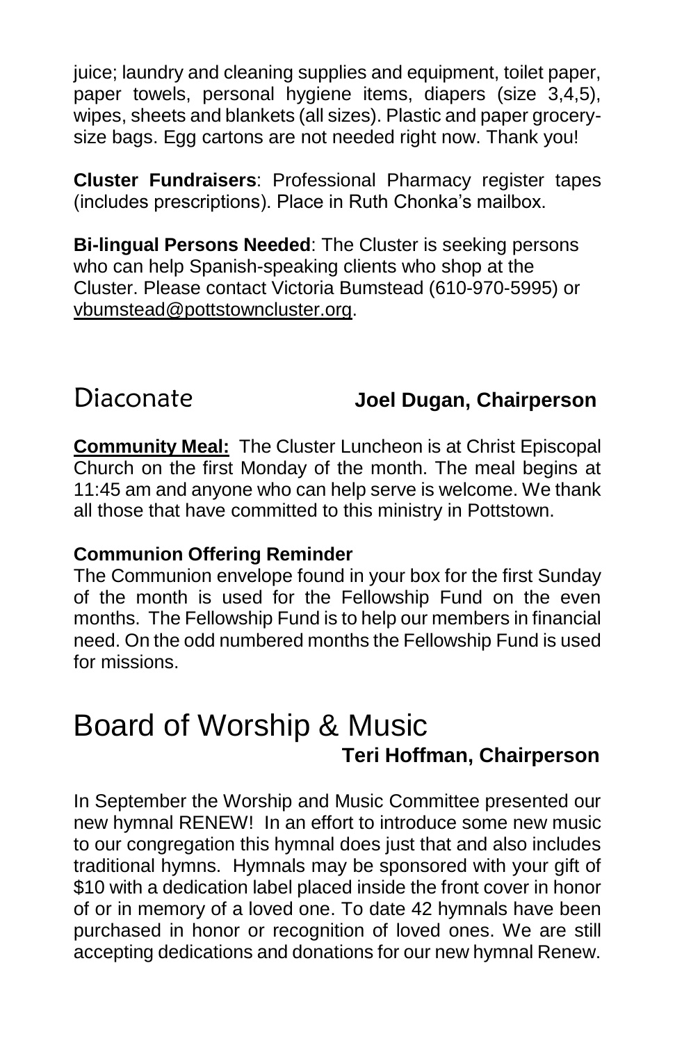juice; laundry and cleaning supplies and equipment, toilet paper, paper towels, personal hygiene items, diapers (size 3,4,5), wipes, sheets and blankets (all sizes). Plastic and paper grocery-size bags. Egg cartons are not needed right now. Thank you!

**Cluster Fundraisers**: Professional Pharmacy register tapes (includes prescriptions). Place in Ruth Chonka's mailbox.

**Bi-lingual Persons Needed**: The Cluster is seeking persons who can help Spanish-speaking clients who shop at the Cluster. Please contact Victoria Bumstead (610-970-5995) or vbumstead@pottstowncluster.org.

## Diaconate **Joel Dugan, Chairperson**

**Community Meal:** The Cluster Luncheon is at Christ Episcopal Church on the first Monday of the month. The meal begins at 11:45 am and anyone who can help serve is welcome. We thank all those that have committed to this ministry in Pottstown.

**Communion Offering Reminder**

The Communion envelope found in your box for the first Sunday of the month is used for the Fellowship Fund on the even months. The Fellowship Fund is to help our members in financial need. On the odd numbered months the Fellowship Fund is used for missions.

## Board of Worship & Music

**Teri Hoffman, Chairperson**

In September the Worship and Music Committee presented our new hymnal RENEW! In an effort to introduce some new music to our congregation this hymnal does just that and also includes traditional hymns. Hymnals may be sponsored with your gift of $10 with a dedication label placed inside the front cover in honor of or in memory of a loved one. To date 42 hymnals have been purchased in honor or recognition of loved ones. We are still accepting dedications and donations for our new hymnal Renew.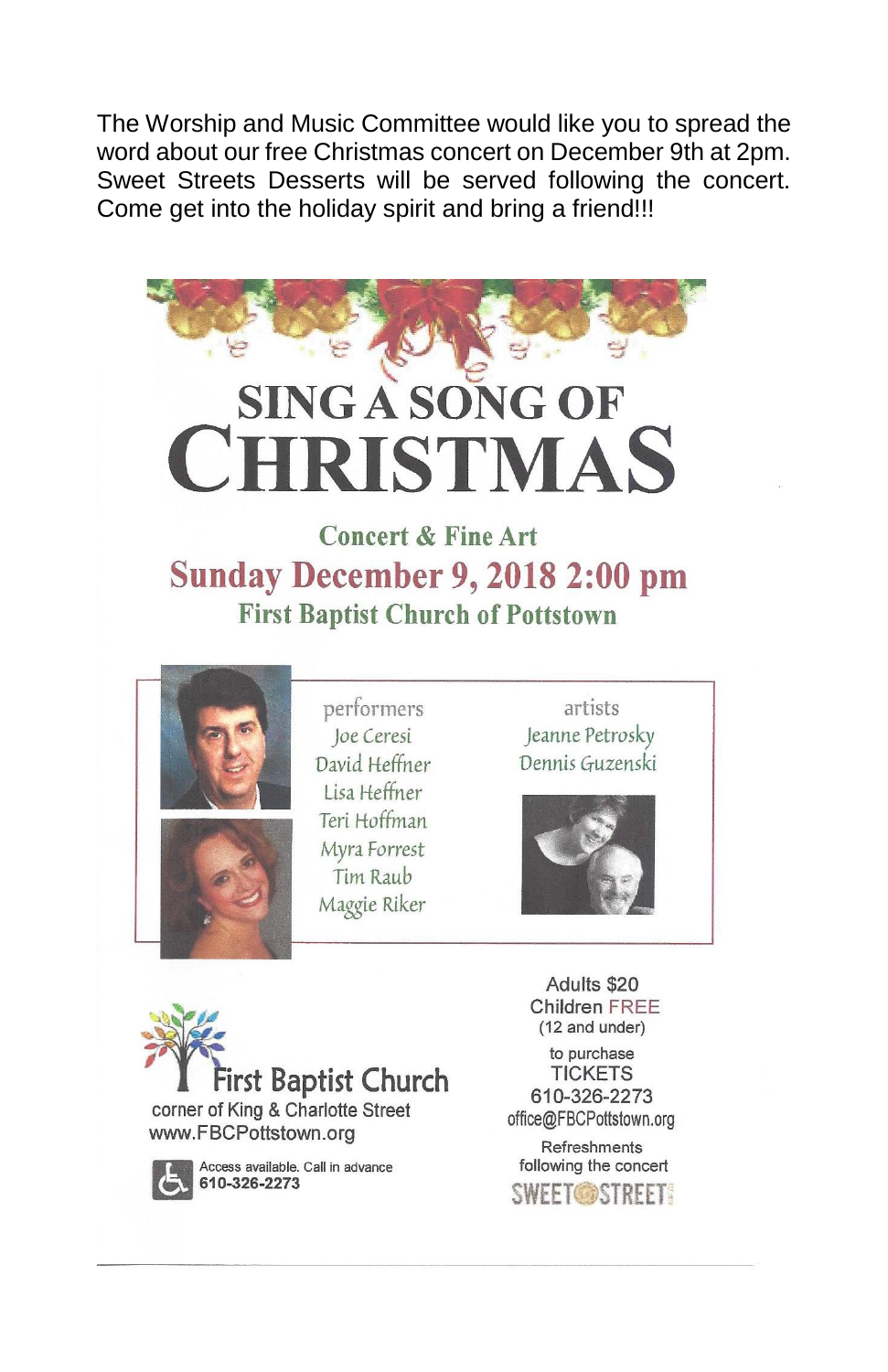The Worship and Music Committee would like you to spread the word about our free Christmas concert on December 9th at 2pm. Sweet Streets Desserts will be served following the concert. Come get into the holiday spirit and bring a friend!!!

# SING A SONG OF CHRISTMAS

## Concert & Fine Art

## Sunday December 9, 2018 2:00 pm

### First Baptist Church of Pottstown

performers
Joe Ceresi
David Heffner
Lisa Heffner
Teri Hoffman
Myra Forrest
Tim Raub
Maggie Riker

artists
Jeanne Petrosky
Dennis Guzenski

**First Baptist Church**
corner of King & Charlotte Street
www.FBCPottstown.org

Access available. Call in advance
**610-326-2273**

Adults $20
Children FREE
(12 and under)

to purchase
TICKETS
610-326-2273
office@FBCPottstown.org

Refreshments
following the concert
SWEET STREETS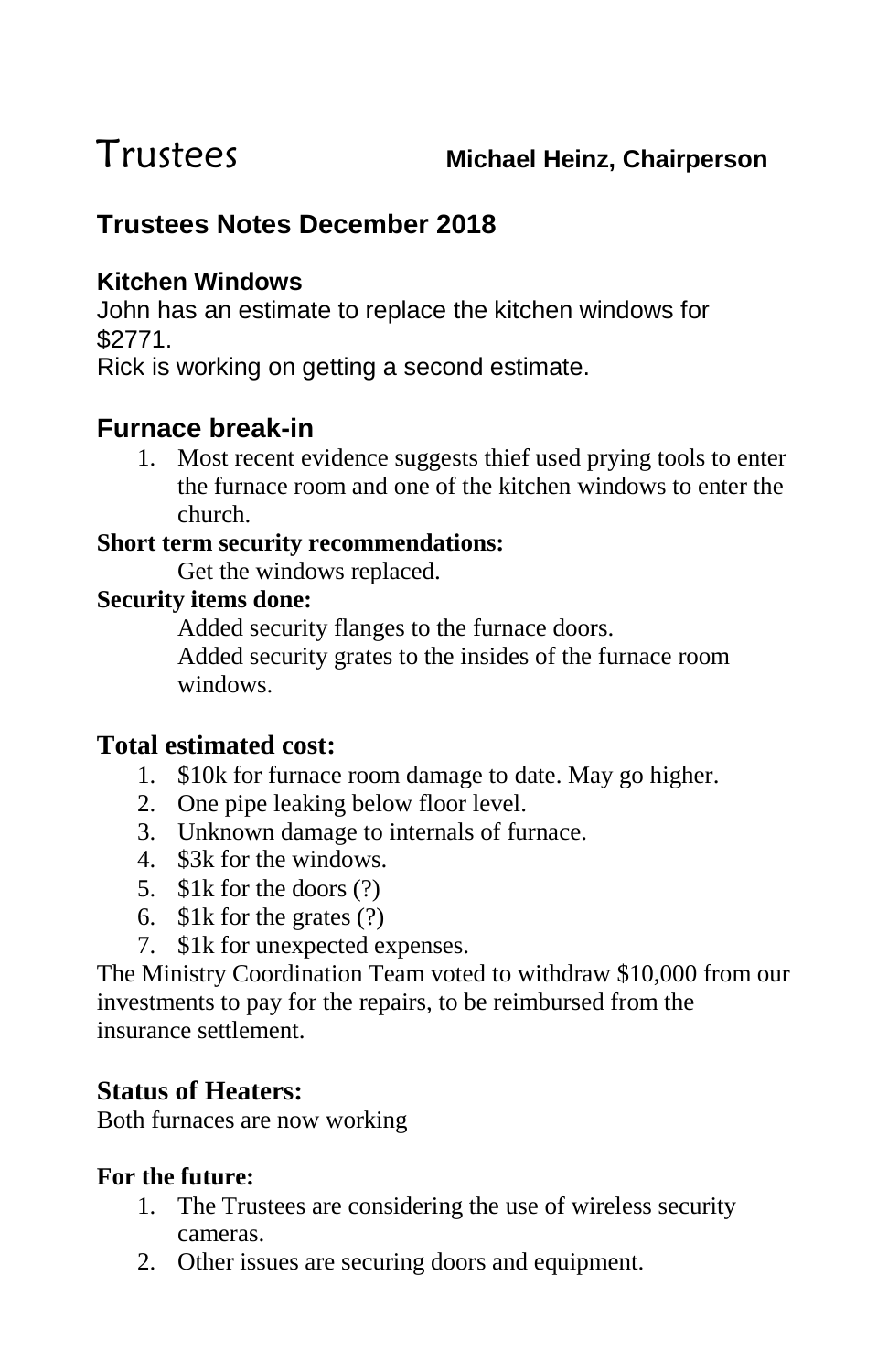# Trustees

**Michael Heinz, Chairperson**

## Trustees Notes December 2018

### Kitchen Windows

John has an estimate to replace the kitchen windows for $2771.

Rick is working on getting a second estimate.

### Furnace break-in

1. Most recent evidence suggests thief used prying tools to enter the furnace room and one of the kitchen windows to enter the church.

**Short term security recommendations:**

Get the windows replaced.

**Security items done:**

Added security flanges to the furnace doors.

Added security grates to the insides of the furnace room windows.

### Total estimated cost:

1. $10k for furnace room damage to date. May go higher.
2. One pipe leaking below floor level.
3. Unknown damage to internals of furnace.
4. $3k for the windows.
5. $1k for the doors (?)
6. $1k for the grates (?)
7. $1k for unexpected expenses.

The Ministry Coordination Team voted to withdraw $10,000 from our investments to pay for the repairs, to be reimbursed from the insurance settlement.

### Status of Heaters:

Both furnaces are now working

**For the future:**

1. The Trustees are considering the use of wireless security cameras.
2. Other issues are securing doors and equipment.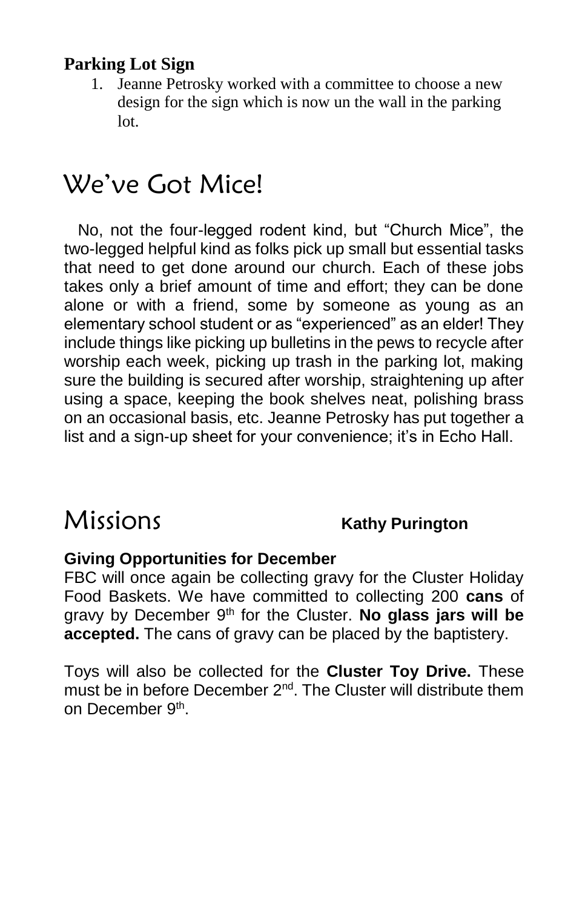**Parking Lot Sign**

1. Jeanne Petrosky worked with a committee to choose a new design for the sign which is now un the wall in the parking lot.

# We've Got Mice!

No, not the four-legged rodent kind, but "Church Mice", the two-legged helpful kind as folks pick up small but essential tasks that need to get done around our church. Each of these jobs takes only a brief amount of time and effort; they can be done alone or with a friend, some by someone as young as an elementary school student or as "experienced" as an elder! They include things like picking up bulletins in the pews to recycle after worship each week, picking up trash in the parking lot, making sure the building is secured after worship, straightening up after using a space, keeping the book shelves neat, polishing brass on an occasional basis, etc. Jeanne Petrosky has put together a list and a sign-up sheet for your convenience; it's in Echo Hall.

# Missions **Kathy Purington**

**Giving Opportunities for December**

FBC will once again be collecting gravy for the Cluster Holiday Food Baskets. We have committed to collecting 200 **cans** of gravy by December 9th for the Cluster. **No glass jars will be accepted.** The cans of gravy can be placed by the baptistery.

Toys will also be collected for the **Cluster Toy Drive.** These must be in before December 2nd. The Cluster will distribute them on December 9th.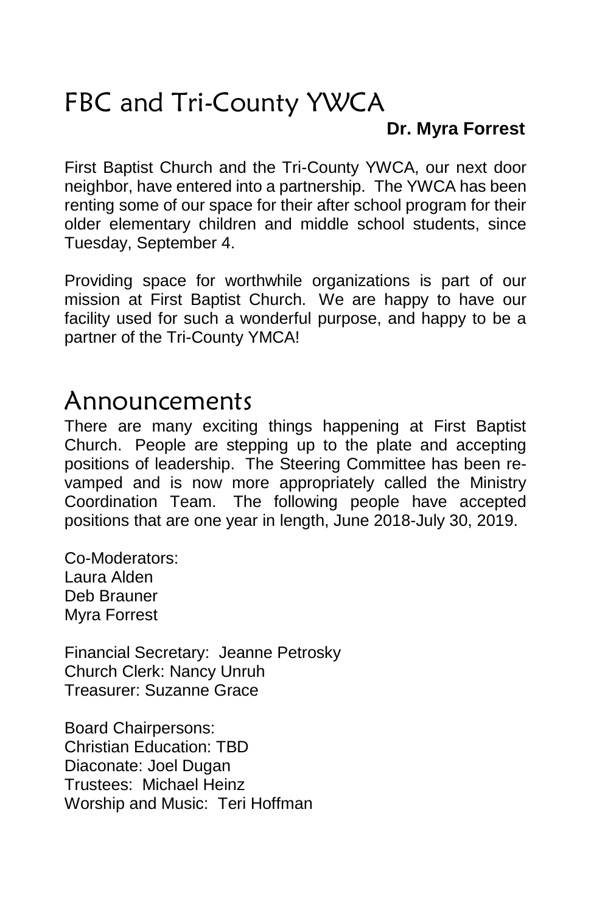# FBC and Tri-County YWCA

**Dr. Myra Forrest**

First Baptist Church and the Tri-County YWCA, our next door neighbor, have entered into a partnership. The YWCA has been renting some of our space for their after school program for their older elementary children and middle school students, since Tuesday, September 4.

Providing space for worthwhile organizations is part of our mission at First Baptist Church. We are happy to have our facility used for such a wonderful purpose, and happy to be a partner of the Tri-County YMCA!

# Announcements

There are many exciting things happening at First Baptist Church. People are stepping up to the plate and accepting positions of leadership. The Steering Committee has been re-vamped and is now more appropriately called the Ministry Coordination Team. The following people have accepted positions that are one year in length, June 2018-July 30, 2019.

Co-Moderators:
Laura Alden
Deb Brauner
Myra Forrest

Financial Secretary: Jeanne Petrosky
Church Clerk: Nancy Unruh
Treasurer: Suzanne Grace

Board Chairpersons:
Christian Education: TBD
Diaconate: Joel Dugan
Trustees: Michael Heinz
Worship and Music: Teri Hoffman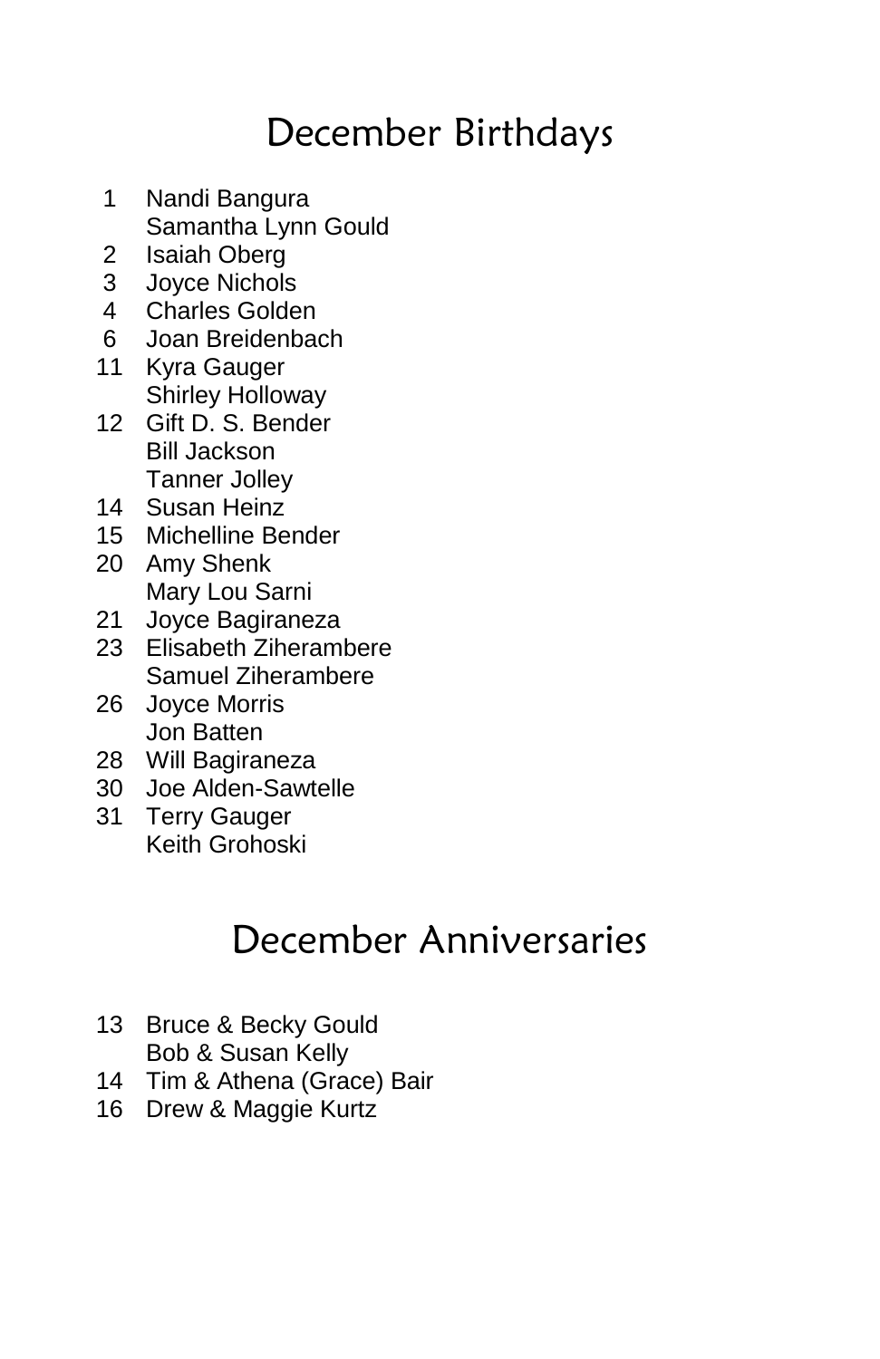# December Birthdays

| | |
|---|---|
| 1 | Nandi Bangura |
| | Samantha Lynn Gould |
| 2 | Isaiah Oberg |
| 3 | Joyce Nichols |
| 4 | Charles Golden |
| 6 | Joan Breidenbach |
| 11 | Kyra Gauger |
| | Shirley Holloway |
| 12 | Gift D. S. Bender |
| | Bill Jackson |
| | Tanner Jolley |
| 14 | Susan Heinz |
| 15 | Michelline Bender |
| 20 | Amy Shenk |
| | Mary Lou Sarni |
| 21 | Joyce Bagiraneza |
| 23 | Elisabeth Ziherambere |
| | Samuel Ziherambere |
| 26 | Joyce Morris |
| | Jon Batten |
| 28 | Will Bagiraneza |
| 30 | Joe Alden-Sawtelle |
| 31 | Terry Gauger |
| | Keith Grohoski |

# December Anniversaries

| | |
|---|---|
| 13 | Bruce & Becky Gould |
| | Bob & Susan Kelly |
| 14 | Tim & Athena (Grace) Bair |
| 16 | Drew & Maggie Kurtz |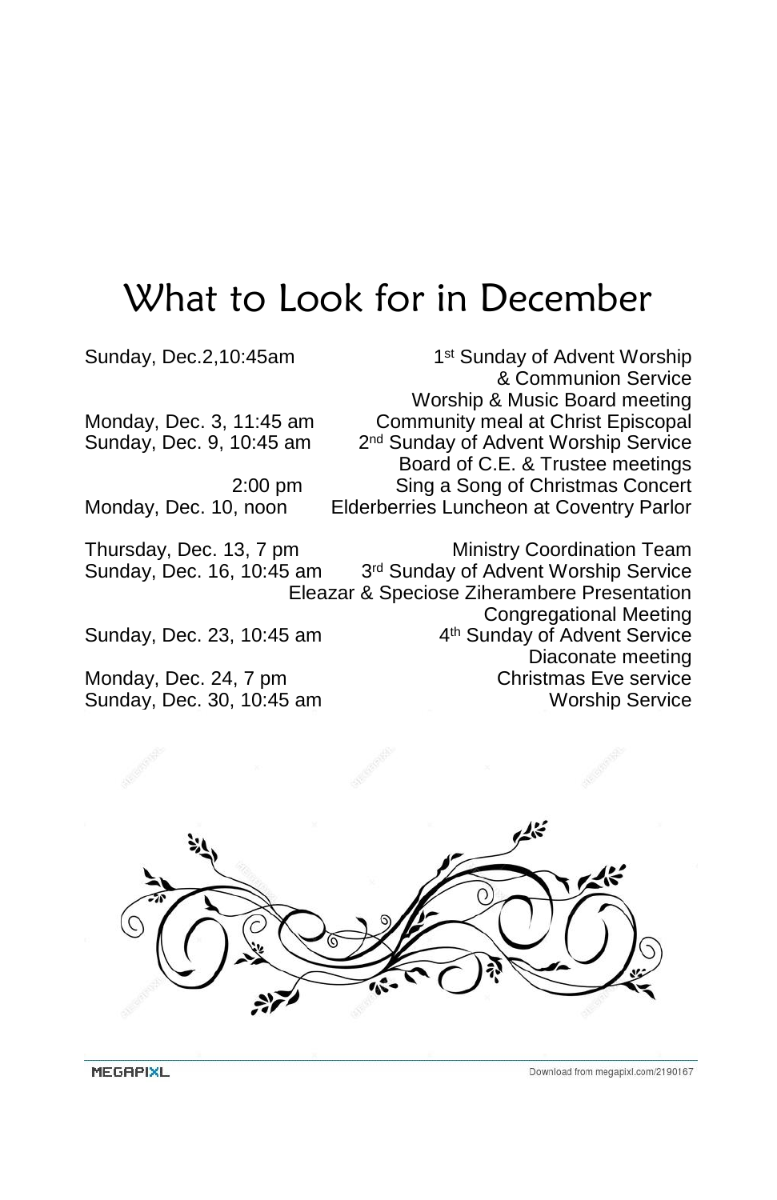# What to Look for in December

| | |
|---|---|
| Sunday, Dec.2,10:45am | 1st Sunday of Advent Worship & Communion Service |
| | Worship & Music Board meeting |
| Monday, Dec. 3, 11:45 am | Community meal at Christ Episcopal |
| Sunday, Dec. 9, 10:45 am | 2nd Sunday of Advent Worship Service |
| | Board of C.E. & Trustee meetings |
| 2:00 pm | Sing a Song of Christmas Concert |
| Monday, Dec. 10, noon | Elderberries Luncheon at Coventry Parlor |
| Thursday, Dec. 13, 7 pm | Ministry Coordination Team |
| Sunday, Dec. 16, 10:45 am | 3rd Sunday of Advent Worship Service |
| | Eleazar & Speciose Ziherambere Presentation |
| | Congregational Meeting |
| Sunday, Dec. 23, 10:45 am | 4th Sunday of Advent Service |
| | Diaconate meeting |
| Monday, Dec. 24, 7 pm | Christmas Eve service |
| Sunday, Dec. 30, 10:45 am | Worship Service |

MEGAPIXL

Download from megapixl.com/2190167